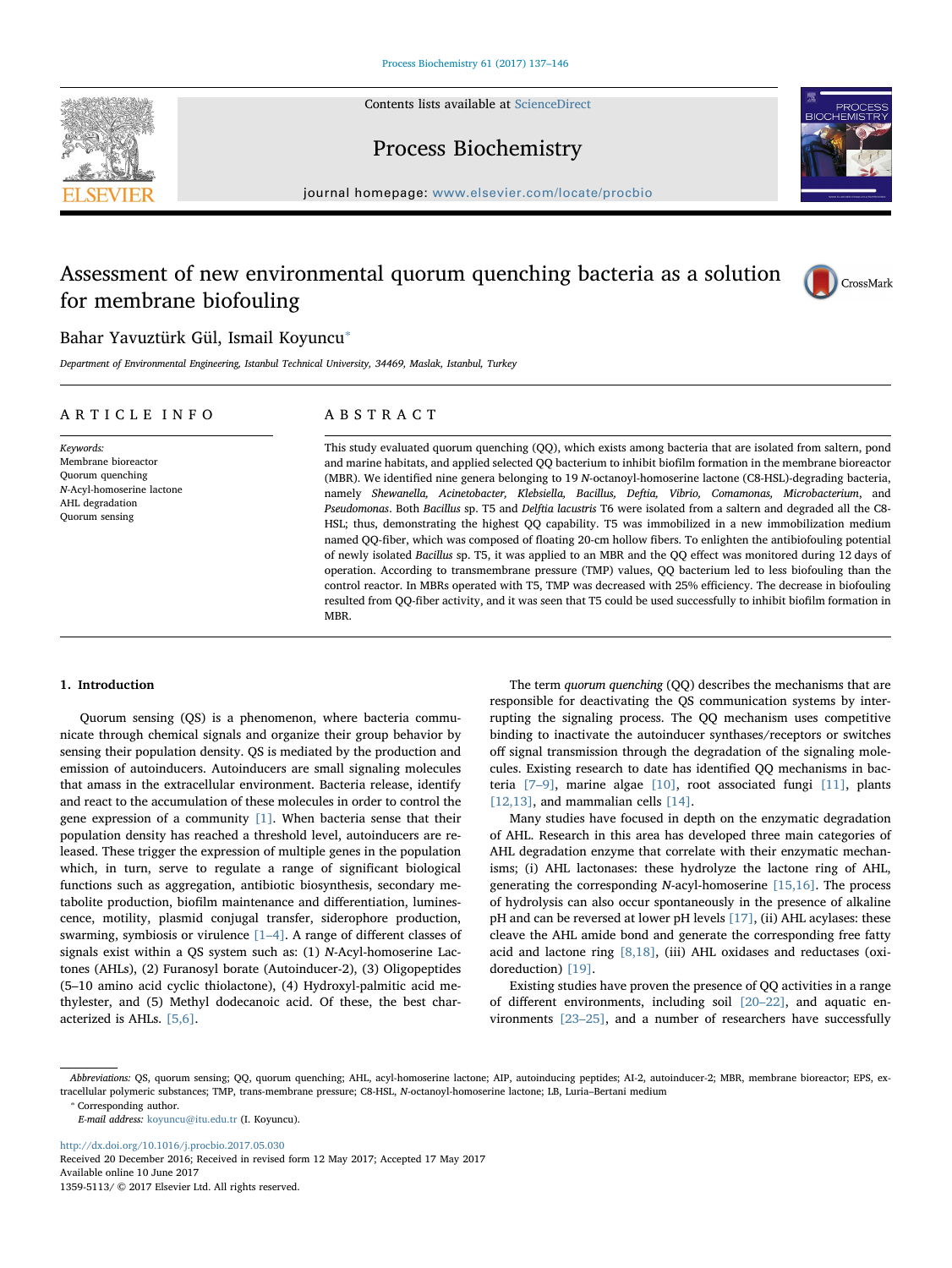# Assessment of new environmental quorum quenching bacteria as a solution for membrane biofouling

Bahar Yavuztürk Gül, Ismail Koyuncu*

*Department of Environmental Engineering, Istanbul Technical University, 34469, Maslak, Istanbul, Turkey*

## ARTICLE INFO

*Keywords:*
Membrane bioreactor
Quorum quenching
*N*-Acyl-homoserine lactone
AHL degradation
Quorum sensing

## ABSTRACT

This study evaluated quorum quenching (QQ), which exists among bacteria that are isolated from saltern, pond and marine habitats, and applied selected QQ bacterium to inhibit biofilm formation in the membrane bioreactor (MBR). We identified nine genera belonging to 19 *N*-octanoyl-homoserine lactone (C8-HSL)-degrading bacteria, namely *Shewanella, Acinetobacter, Klebsiella, Bacillus, Deftia, Vibrio, Comamonas, Microbacterium*, and *Pseudomonas*. Both *Bacillus* sp. T5 and *Delftia lacustris* T6 were isolated from a saltern and degraded all the C8-HSL; thus, demonstrating the highest QQ capability. T5 was immobilized in a new immobilization medium named QQ-fiber, which was composed of floating 20-cm hollow fibers. To enlighten the antibiofouling potential of newly isolated *Bacillus* sp. T5, it was applied to an MBR and the QQ effect was monitored during 12 days of operation. According to transmembrane pressure (TMP) values, QQ bacterium led to less biofouling than the control reactor. In MBRs operated with T5, TMP was decreased with 25% efficiency. The decrease in biofouling resulted from QQ-fiber activity, and it was seen that T5 could be used successfully to inhibit biofilm formation in MBR.

## 1. Introduction

Quorum sensing (QS) is a phenomenon, where bacteria communicate through chemical signals and organize their group behavior by sensing their population density. QS is mediated by the production and emission of autoinducers. Autoinducers are small signaling molecules that amass in the extracellular environment. Bacteria release, identify and react to the accumulation of these molecules in order to control the gene expression of a community [1]. When bacteria sense that their population density has reached a threshold level, autoinducers are released. These trigger the expression of multiple genes in the population which, in turn, serve to regulate a range of significant biological functions such as aggregation, antibiotic biosynthesis, secondary metabolite production, biofilm maintenance and differentiation, luminescence, motility, plasmid conjugal transfer, siderophore production, swarming, symbiosis or virulence [1–4]. A range of different classes of signals exist within a QS system such as: (1) *N*-Acyl-homoserine Lactones (AHLs), (2) Furanosyl borate (Autoinducer-2), (3) Oligopeptides (5–10 amino acid cyclic thiolactone), (4) Hydroxyl-palmitic acid methylester, and (5) Methyl dodecanoic acid. Of these, the best characterized is AHLs. [5,6].

The term *quorum quenching* (QQ) describes the mechanisms that are responsible for deactivating the QS communication systems by interrupting the signaling process. The QQ mechanism uses competitive binding to inactivate the autoinducer synthases/receptors or switches off signal transmission through the degradation of the signaling molecules. Existing research to date has identified QQ mechanisms in bacteria [7–9], marine algae [10], root associated fungi [11], plants [12,13], and mammalian cells [14].

Many studies have focused in depth on the enzymatic degradation of AHL. Research in this area has developed three main categories of AHL degradation enzyme that correlate with their enzymatic mechanisms; (i) AHL lactonases: these hydrolyze the lactone ring of AHL, generating the corresponding *N*-acyl-homoserine [15,16]. The process of hydrolysis can also occur spontaneously in the presence of alkaline pH and can be reversed at lower pH levels [17], (ii) AHL acylases: these cleave the AHL amide bond and generate the corresponding free fatty acid and lactone ring [8,18], (iii) AHL oxidases and reductases (oxidoreduction) [19].

Existing studies have proven the presence of QQ activities in a range of different environments, including soil [20–22], and aquatic environments [23–25], and a number of researchers have successfully

---

*Abbreviations:* QS, quorum sensing; QQ, quorum quenching; AHL, acyl-homoserine lactone; AIP, autoinducing peptides; AI-2, autoinducer-2; MBR, membrane bioreactor; EPS, extracellular polymeric substances; TMP, trans-membrane pressure; C8-HSL, *N*-octanoyl-homoserine lactone; LB, Luria–Bertani medium

* Corresponding author.
*E-mail address:* koyuncu@itu.edu.tr (I. Koyuncu).

http://dx.doi.org/10.1016/j.procbio.2017.05.030
Received 20 December 2016; Received in revised form 12 May 2017; Accepted 17 May 2017
Available online 10 June 2017
1359-5113/ © 2017 Elsevier Ltd. All rights reserved.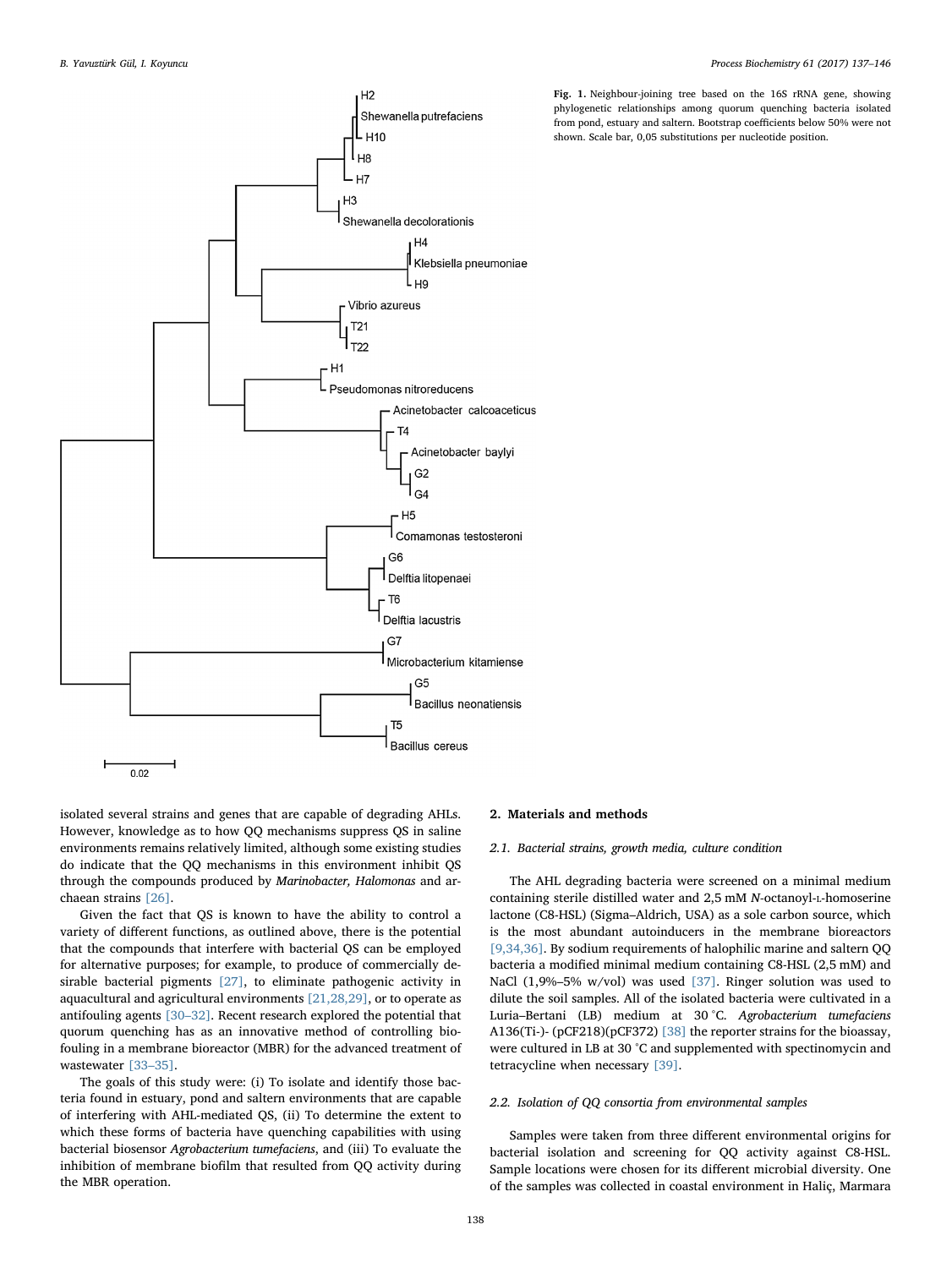Fig. 1. Neighbour-joining tree based on the 16S rRNA gene, showing phylogenetic relationships among quorum quenching bacteria isolated from pond, estuary and saltern. Bootstrap coefficients below 50% were not shown. Scale bar, 0,05 substitutions per nucleotide position.

isolated several strains and genes that are capable of degrading AHLs. However, knowledge as to how QQ mechanisms suppress QS in saline environments remains relatively limited, although some existing studies do indicate that the QQ mechanisms in this environment inhibit QS through the compounds produced by *Marinobacter, Halomonas* and archaean strains [26].

Given the fact that QS is known to have the ability to control a variety of different functions, as outlined above, there is the potential that the compounds that interfere with bacterial QS can be employed for alternative purposes; for example, to produce of commercially desirable bacterial pigments [27], to eliminate pathogenic activity in aquacultural and agricultural environments [21,28,29], or to operate as antifouling agents [30–32]. Recent research explored the potential that quorum quenching has as an innovative method of controlling biofouling in a membrane bioreactor (MBR) for the advanced treatment of wastewater [33–35].

The goals of this study were: (i) To isolate and identify those bacteria found in estuary, pond and saltern environments that are capable of interfering with AHL-mediated QS, (ii) To determine the extent to which these forms of bacteria have quenching capabilities with using bacterial biosensor *Agrobacterium tumefaciens*, and (iii) To evaluate the inhibition of membrane biofilm that resulted from QQ activity during the MBR operation.

## 2. Materials and methods

### 2.1. Bacterial strains, growth media, culture condition

The AHL degrading bacteria were screened on a minimal medium containing sterile distilled water and 2,5 mM *N*-octanoyl-L-homoserine lactone (C8-HSL) (Sigma–Aldrich, USA) as a sole carbon source, which is the most abundant autoinducers in the membrane bioreactors [9,34,36]. By sodium requirements of halophilic marine and saltern QQ bacteria a modified minimal medium containing C8-HSL (2,5 mM) and NaCl (1,9%–5% w/vol) was used [37]. Ringer solution was used to dilute the soil samples. All of the isolated bacteria were cultivated in a Luria–Bertani (LB) medium at 30 °C. *Agrobacterium tumefaciens* A136(Ti-)- (pCF218)(pCF372) [38] the reporter strains for the bioassay, were cultured in LB at 30 °C and supplemented with spectinomycin and tetracycline when necessary [39].

### 2.2. Isolation of QQ consortia from environmental samples

Samples were taken from three different environmental origins for bacterial isolation and screening for QQ activity against C8-HSL. Sample locations were chosen for its different microbial diversity. One of the samples was collected in coastal environment in Haliç, Marmara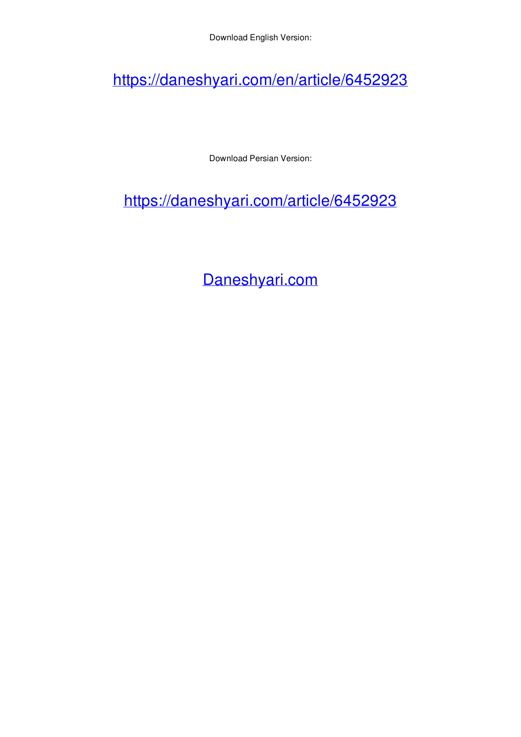Download English Version:

https://daneshyari.com/en/article/6452923

Download Persian Version:

https://daneshyari.com/article/6452923

Daneshyari.com